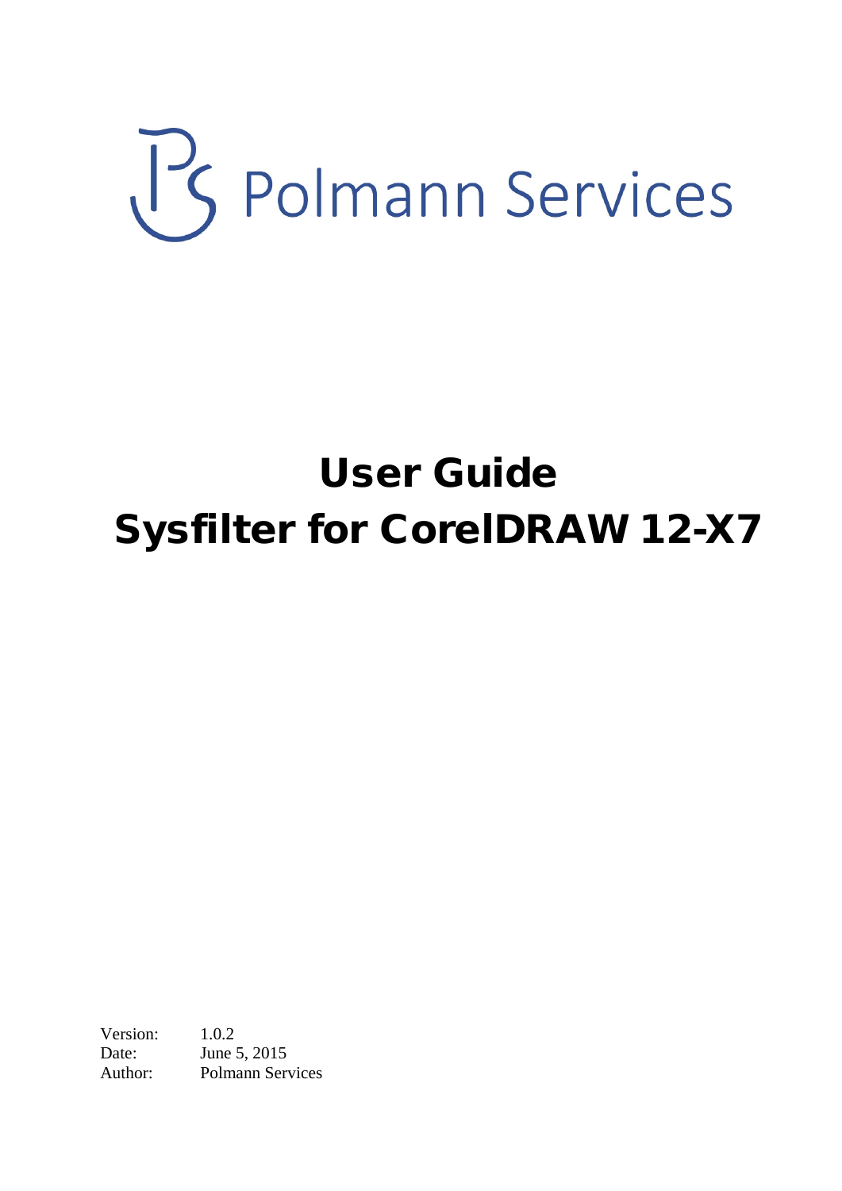Polmann Services

# User Guide
# Sysfilter for CorelDRAW 12-X7

Version: 1.0.2
Date: June 5, 2015
Author: Polmann Services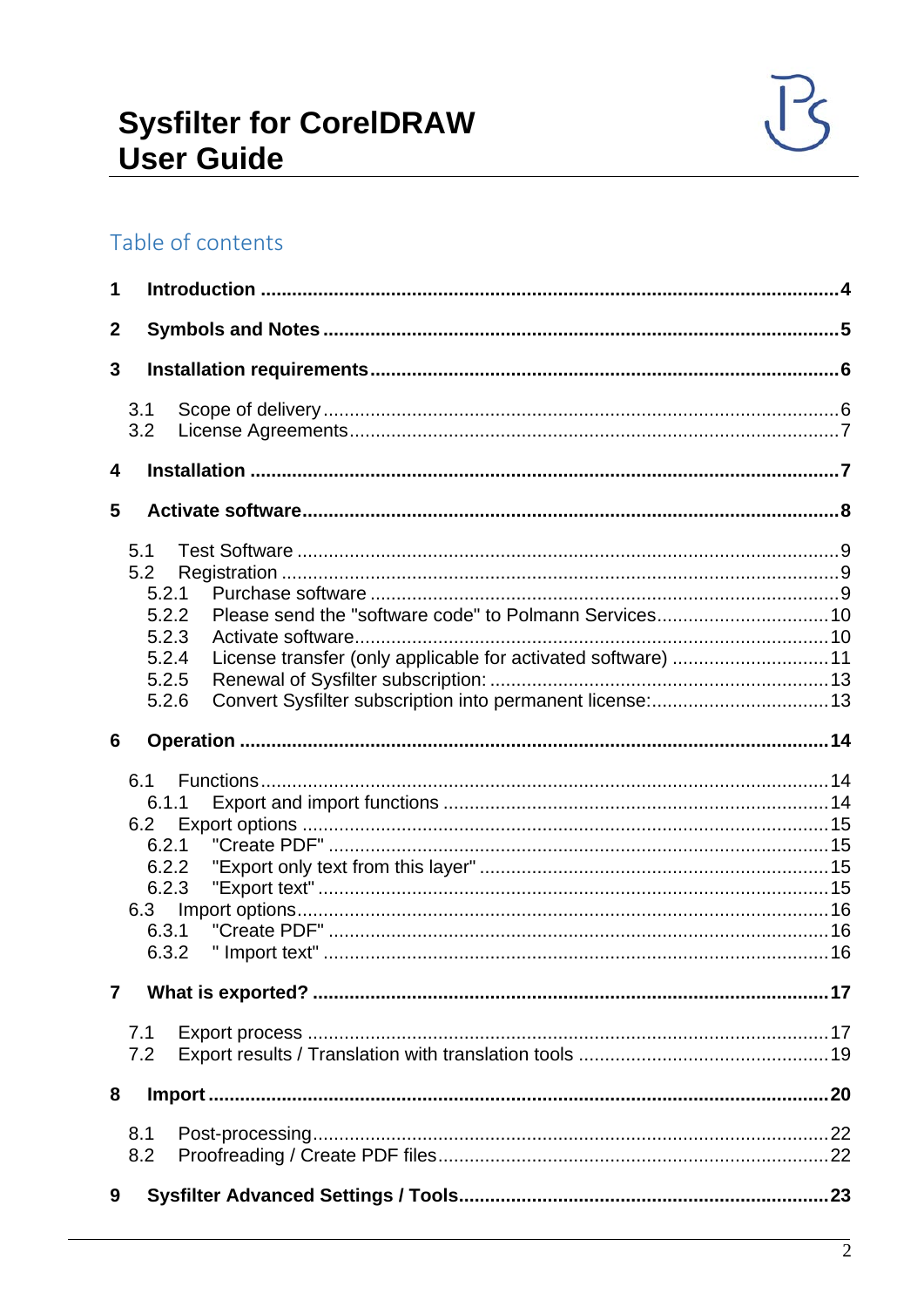# Sysfilter for CorelDRAW User Guide

## Table of contents

**1 Introduction .......... 4**

**2 Symbols and Notes .......... 5**

**3 Installation requirements .......... 6**

3.1 Scope of delivery .......... 6
3.2 License Agreements .......... 7

**4 Installation .......... 7**

**5 Activate software .......... 8**

5.1 Test Software .......... 9
5.2 Registration .......... 9
5.2.1 Purchase software .......... 9
5.2.2 Please send the "software code" to Polmann Services .......... 10
5.2.3 Activate software .......... 10
5.2.4 License transfer (only applicable for activated software) .......... 11
5.2.5 Renewal of Sysfilter subscription: .......... 13
5.2.6 Convert Sysfilter subscription into permanent license: .......... 13

**6 Operation .......... 14**

6.1 Functions .......... 14
6.1.1 Export and import functions .......... 14
6.2 Export options .......... 15
6.2.1 "Create PDF" .......... 15
6.2.2 "Export only text from this layer" .......... 15
6.2.3 "Export text" .......... 15
6.3 Import options .......... 16
6.3.1 "Create PDF" .......... 16
6.3.2 " Import text" .......... 16

**7 What is exported? .......... 17**

7.1 Export process .......... 17
7.2 Export results / Translation with translation tools .......... 19

**8 Import .......... 20**

8.1 Post-processing .......... 22
8.2 Proofreading / Create PDF files .......... 22

**9 Sysfilter Advanced Settings / Tools .......... 23**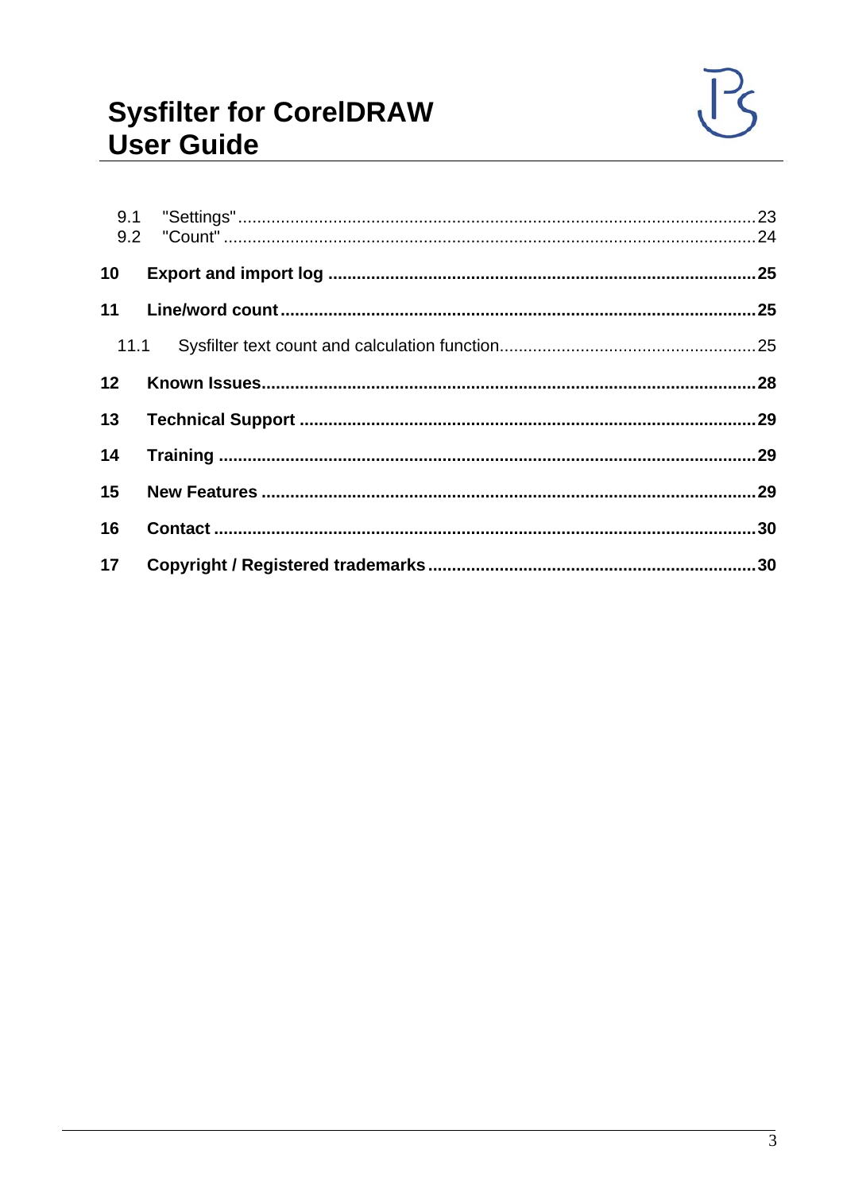| | | |
|---|---|---|
| 9.1 | "Settings" | 23 |
| 9.2 | "Count" | 24 |
| **10** | **Export and import log** | **25** |
| **11** | **Line/word count** | **25** |
| 11.1 | Sysfilter text count and calculation function | 25 |
| **12** | **Known Issues** | **28** |
| **13** | **Technical Support** | **29** |
| **14** | **Training** | **29** |
| **15** | **New Features** | **29** |
| **16** | **Contact** | **30** |
| **17** | **Copyright / Registered trademarks** | **30** |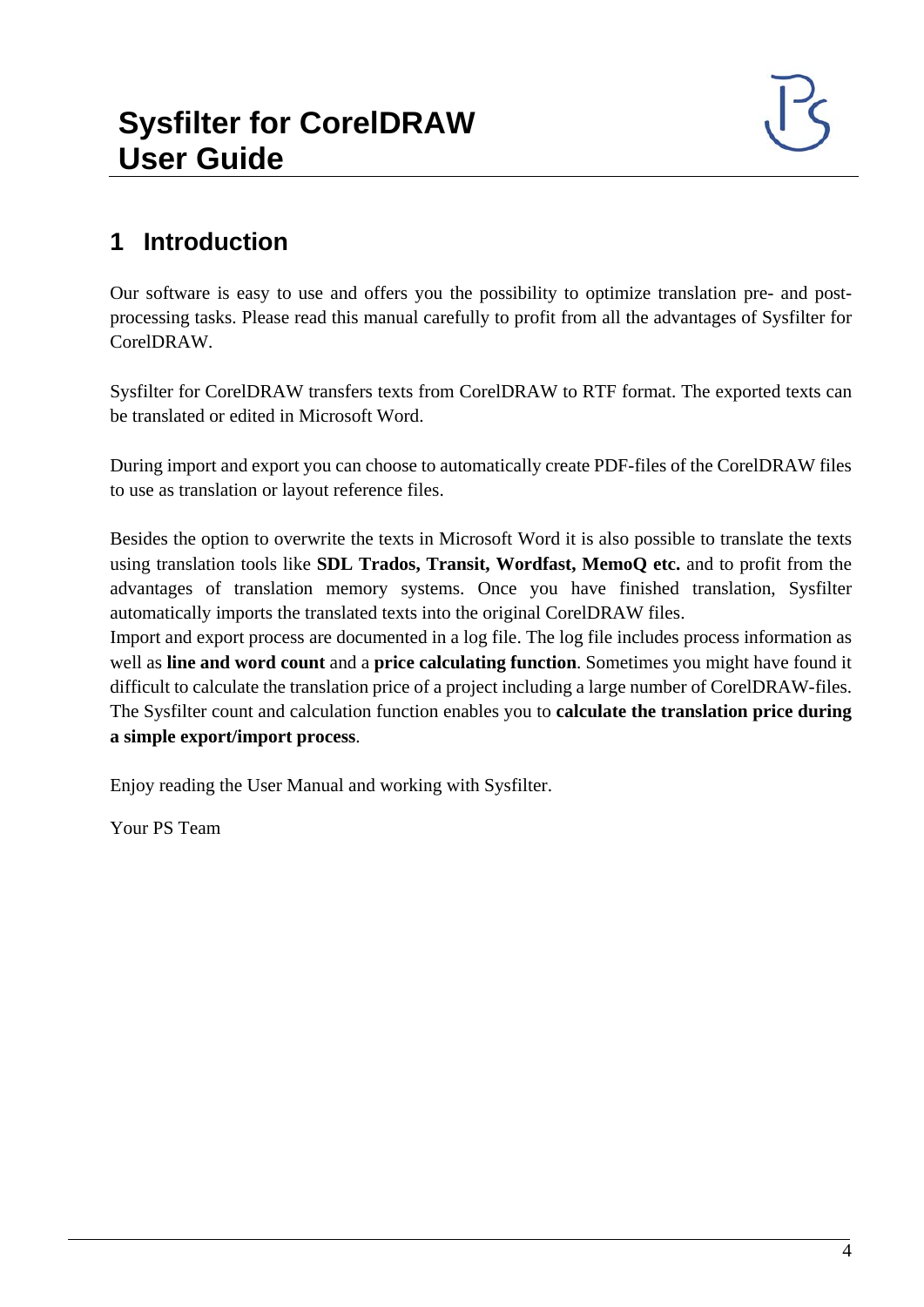# Sysfilter for CorelDRAW User Guide

## 1 Introduction

Our software is easy to use and offers you the possibility to optimize translation pre- and post-processing tasks. Please read this manual carefully to profit from all the advantages of Sysfilter for CorelDRAW.

Sysfilter for CorelDRAW transfers texts from CorelDRAW to RTF format. The exported texts can be translated or edited in Microsoft Word.

During import and export you can choose to automatically create PDF-files of the CorelDRAW files to use as translation or layout reference files.

Besides the option to overwrite the texts in Microsoft Word it is also possible to translate the texts using translation tools like **SDL Trados, Transit, Wordfast, MemoQ etc.** and to profit from the advantages of translation memory systems. Once you have finished translation, Sysfilter automatically imports the translated texts into the original CorelDRAW files.
Import and export process are documented in a log file. The log file includes process information as well as **line and word count** and a **price calculating function**. Sometimes you might have found it difficult to calculate the translation price of a project including a large number of CorelDRAW-files. The Sysfilter count and calculation function enables you to **calculate the translation price during a simple export/import process**.

Enjoy reading the User Manual and working with Sysfilter.

Your PS Team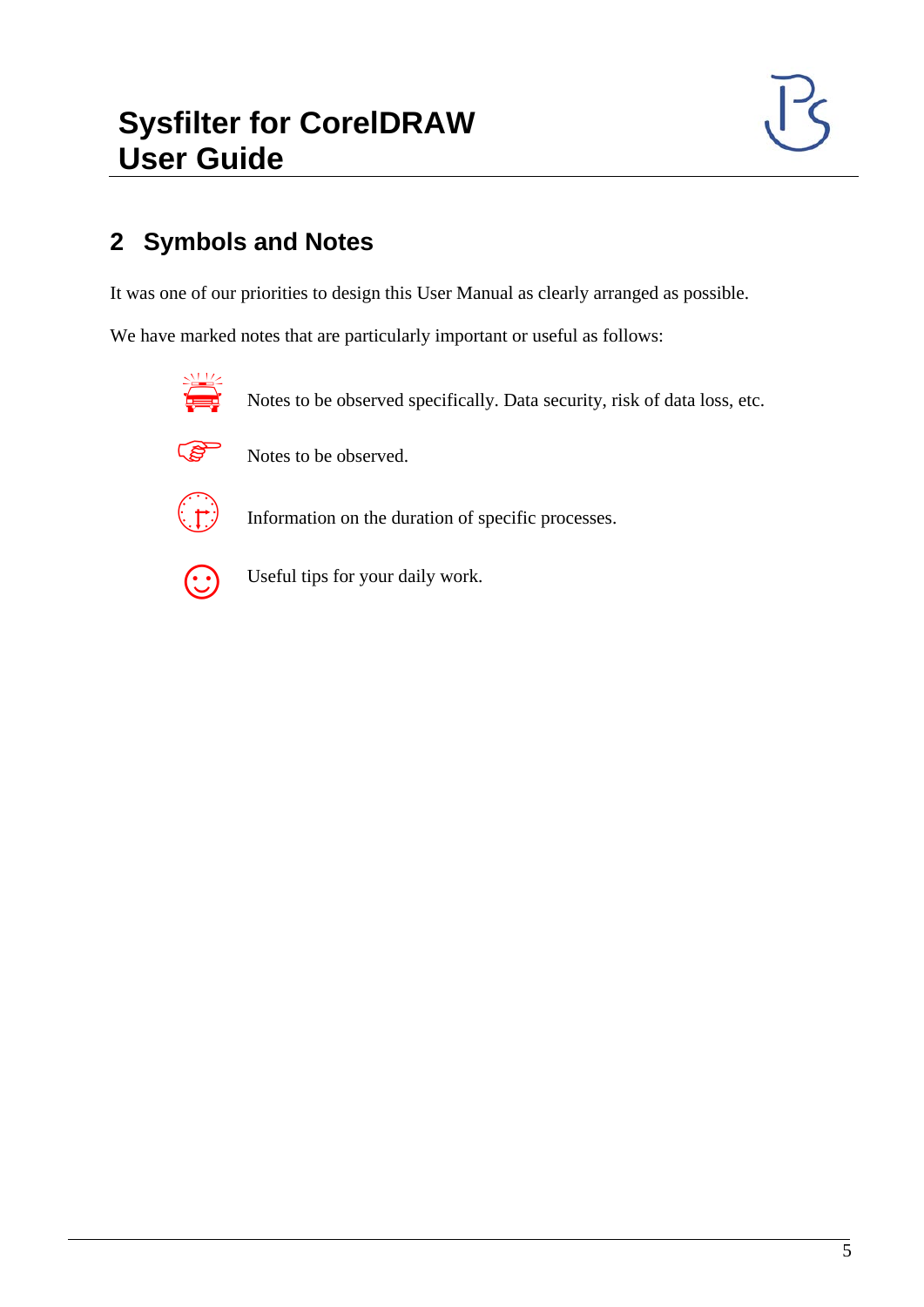## 2 Symbols and Notes

It was one of our priorities to design this User Manual as clearly arranged as possible.

We have marked notes that are particularly important or useful as follows:

Notes to be observed specifically. Data security, risk of data loss, etc.

Notes to be observed.

Information on the duration of specific processes.

Useful tips for your daily work.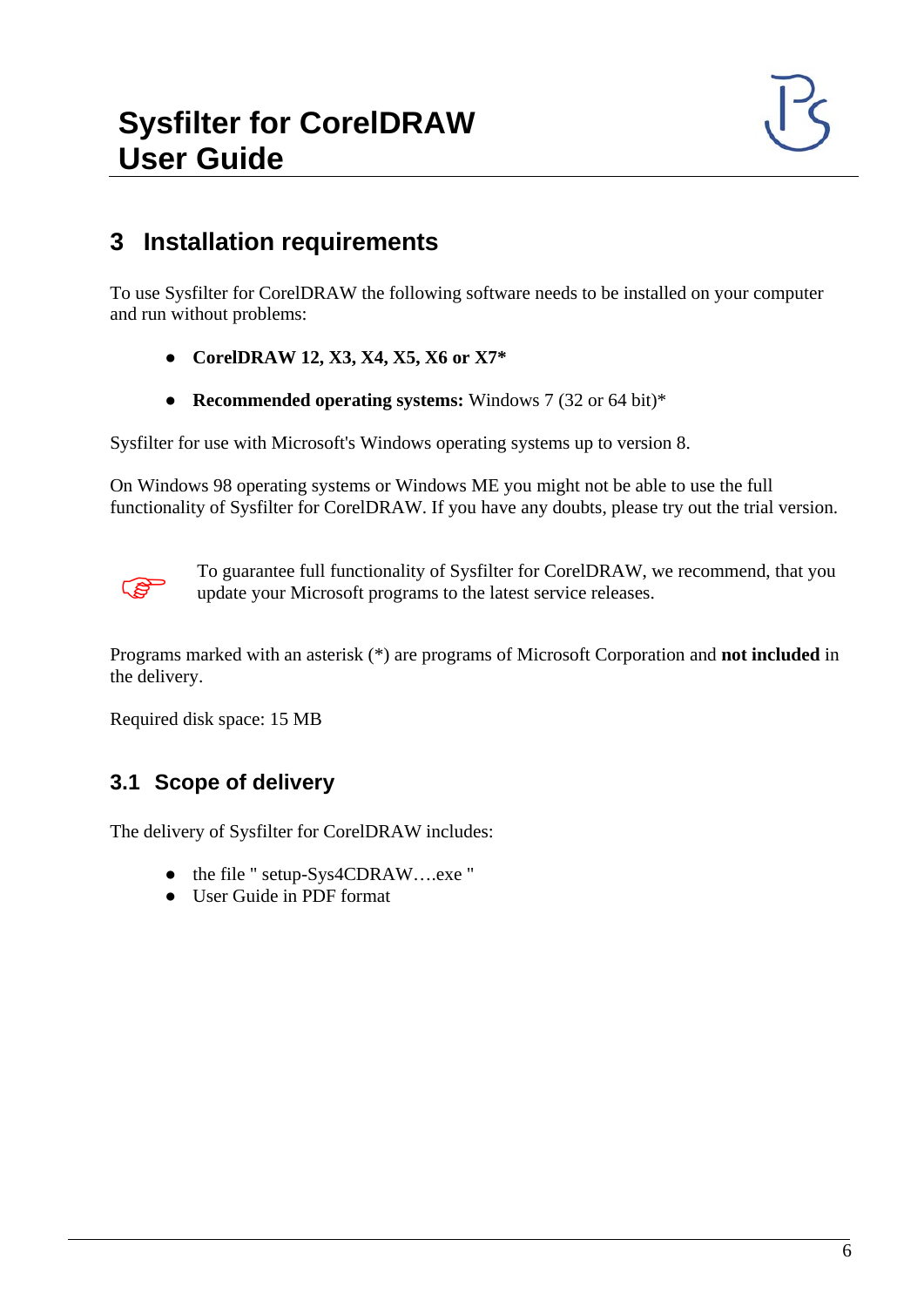## 3 Installation requirements

To use Sysfilter for CorelDRAW the following software needs to be installed on your computer and run without problems:

- **CorelDRAW 12, X3, X4, X5, X6 or X7***
- **Recommended operating systems:** Windows 7 (32 or 64 bit)*

Sysfilter for use with Microsoft's Windows operating systems up to version 8.

On Windows 98 operating systems or Windows ME you might not be able to use the full functionality of Sysfilter for CorelDRAW. If you have any doubts, please try out the trial version.

☞ To guarantee full functionality of Sysfilter for CorelDRAW, we recommend, that you update your Microsoft programs to the latest service releases.

Programs marked with an asterisk (*) are programs of Microsoft Corporation and **not included** in the delivery.

Required disk space: 15 MB

### 3.1 Scope of delivery

The delivery of Sysfilter for CorelDRAW includes:

- the file " setup-Sys4CDRAW….exe "
- User Guide in PDF format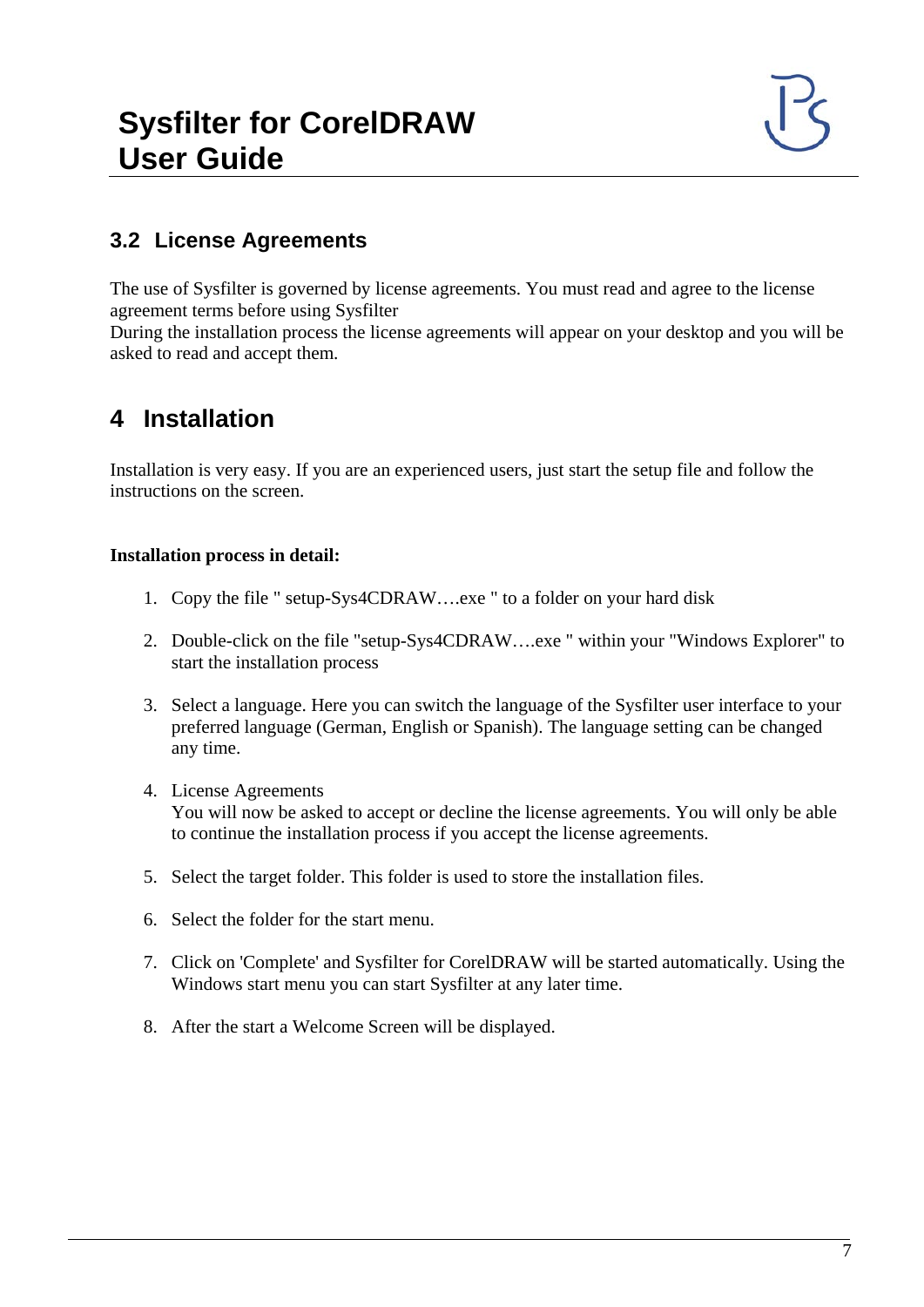## 3.2 License Agreements

The use of Sysfilter is governed by license agreements. You must read and agree to the license agreement terms before using Sysfilter
During the installation process the license agreements will appear on your desktop and you will be asked to read and accept them.

# 4 Installation

Installation is very easy. If you are an experienced users, just start the setup file and follow the instructions on the screen.

**Installation process in detail:**

1. Copy the file " setup-Sys4CDRAW….exe " to a folder on your hard disk

2. Double-click on the file "setup-Sys4CDRAW….exe " within your "Windows Explorer" to start the installation process

3. Select a language. Here you can switch the language of the Sysfilter user interface to your preferred language (German, English or Spanish). The language setting can be changed any time.

4. License Agreements
   You will now be asked to accept or decline the license agreements. You will only be able to continue the installation process if you accept the license agreements.

5. Select the target folder. This folder is used to store the installation files.

6. Select the folder for the start menu.

7. Click on 'Complete' and Sysfilter for CorelDRAW will be started automatically. Using the Windows start menu you can start Sysfilter at any later time.

8. After the start a Welcome Screen will be displayed.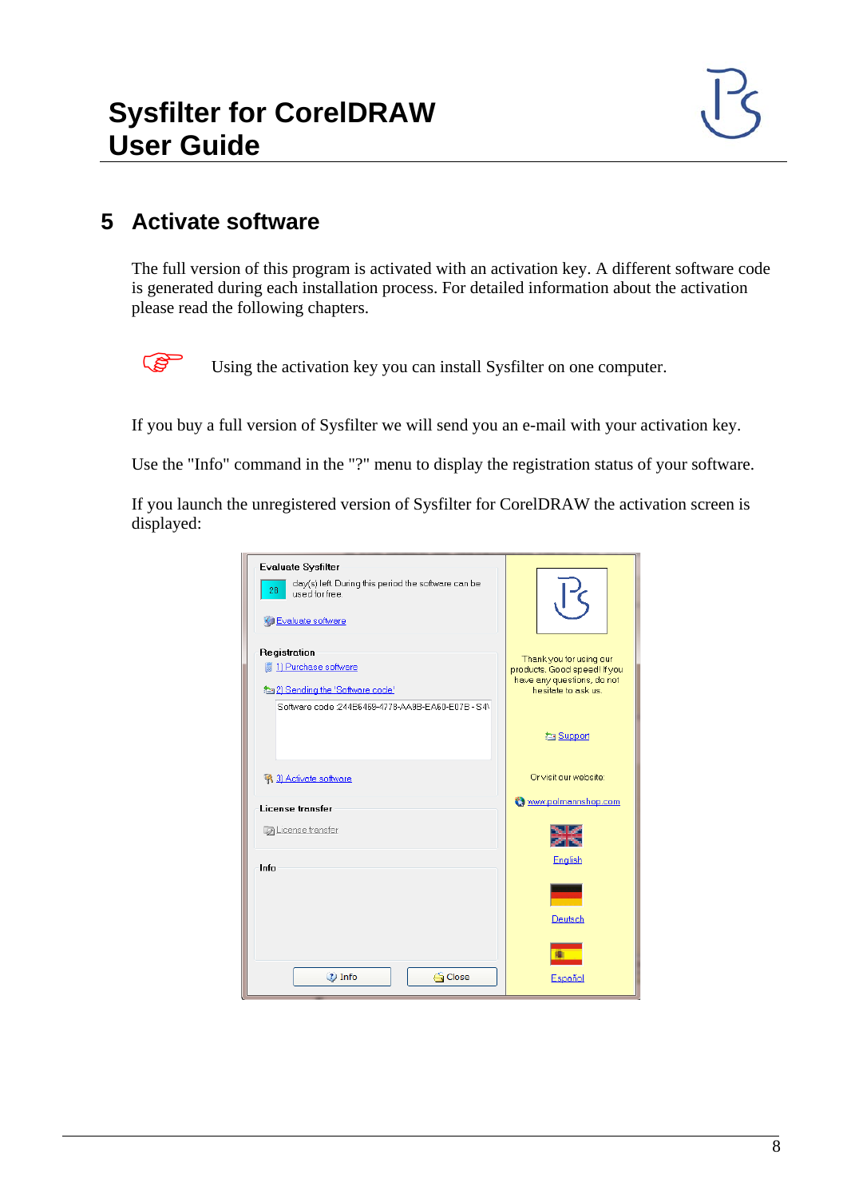## 5 Activate software

The full version of this program is activated with an activation key. A different software code is generated during each installation process. For detailed information about the activation please read the following chapters.

☞ Using the activation key you can install Sysfilter on one computer.

If you buy a full version of Sysfilter we will send you an e-mail with your activation key.

Use the "Info" command in the "?" menu to display the registration status of your software.

If you launch the unregistered version of Sysfilter for CorelDRAW the activation screen is displayed: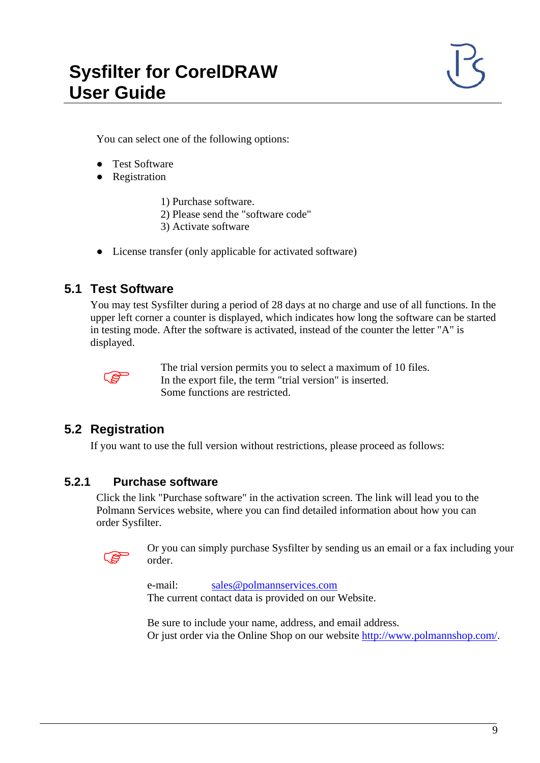You can select one of the following options:

- Test Software
- Registration

  1) Purchase software.
  2) Please send the "software code"
  3) Activate software

- License transfer (only applicable for activated software)

## 5.1 Test Software

You may test Sysfilter during a period of 28 days at no charge and use of all functions. In the upper left corner a counter is displayed, which indicates how long the software can be started in testing mode. After the software is activated, instead of the counter the letter "A" is displayed.

☞ The trial version permits you to select a maximum of 10 files.
In the export file, the term "trial version" is inserted.
Some functions are restricted.

## 5.2 Registration

If you want to use the full version without restrictions, please proceed as follows:

### 5.2.1 Purchase software

Click the link "Purchase software" in the activation screen. The link will lead you to the Polmann Services website, where you can find detailed information about how you can order Sysfilter.

☞ Or you can simply purchase Sysfilter by sending us an email or a fax including your order.

e-mail: sales@polmannservices.com
The current contact data is provided on our Website.

Be sure to include your name, address, and email address.
Or just order via the Online Shop on our website http://www.polmannshop.com/.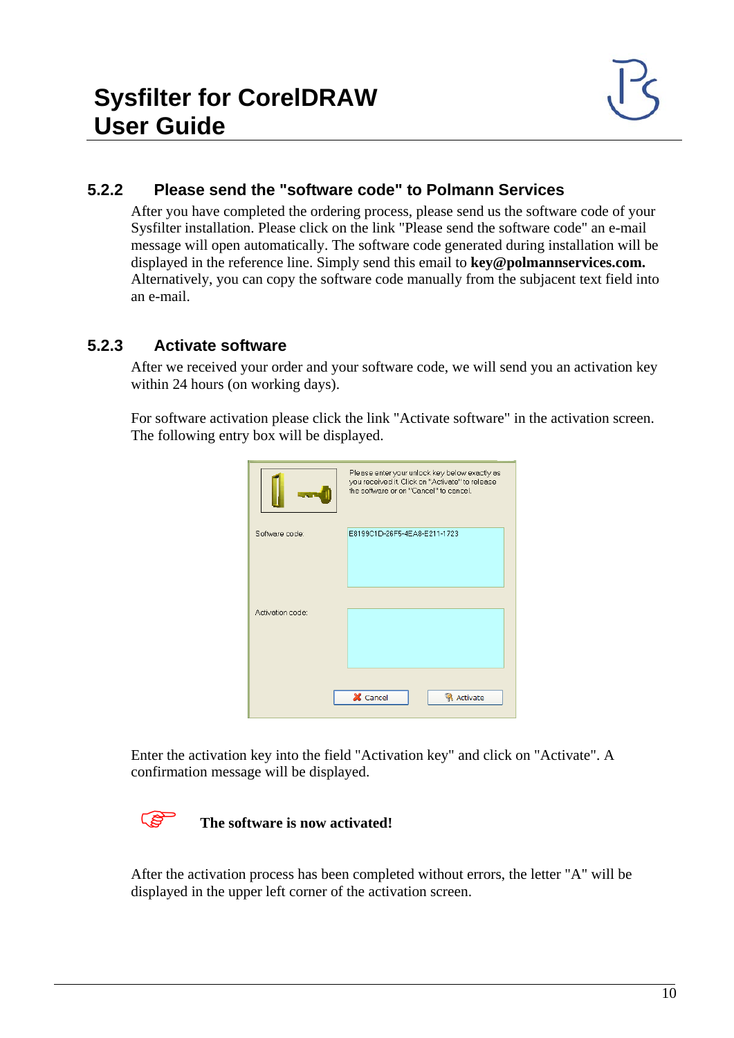### 5.2.2 Please send the "software code" to Polmann Services

After you have completed the ordering process, please send us the software code of your Sysfilter installation. Please click on the link "Please send the software code" an e-mail message will open automatically. The software code generated during installation will be displayed in the reference line. Simply send this email to **key@polmannservices.com.** Alternatively, you can copy the software code manually from the subjacent text field into an e-mail.

### 5.2.3 Activate software

After we received your order and your software code, we will send you an activation key within 24 hours (on working days).

For software activation please click the link "Activate software" in the activation screen. The following entry box will be displayed.

Enter the activation key into the field "Activation key" and click on "Activate". A confirmation message will be displayed.

**The software is now activated!**

After the activation process has been completed without errors, the letter "A" will be displayed in the upper left corner of the activation screen.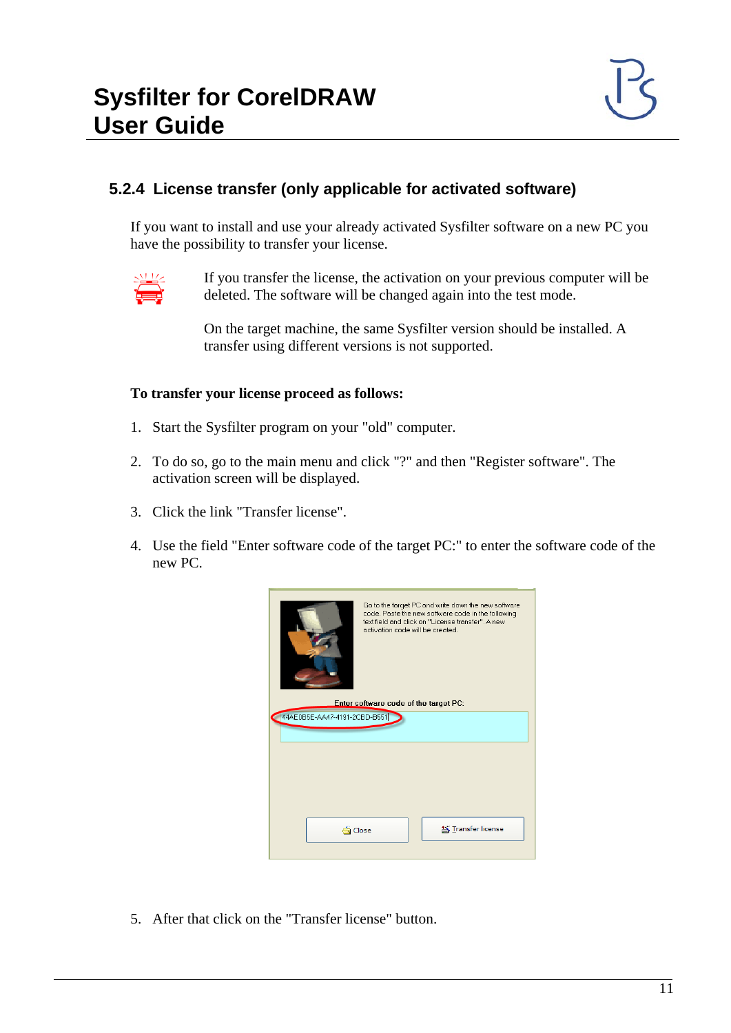### 5.2.4 License transfer (only applicable for activated software)

If you want to install and use your already activated Sysfilter software on a new PC you have the possibility to transfer your license.

If you transfer the license, the activation on your previous computer will be deleted. The software will be changed again into the test mode.

On the target machine, the same Sysfilter version should be installed. A transfer using different versions is not supported.

**To transfer your license proceed as follows:**

1. Start the Sysfilter program on your "old" computer.

2. To do so, go to the main menu and click "?" and then "Register software". The activation screen will be displayed.

3. Click the link "Transfer license".

4. Use the field "Enter software code of the target PC:" to enter the software code of the new PC.

5. After that click on the "Transfer license" button.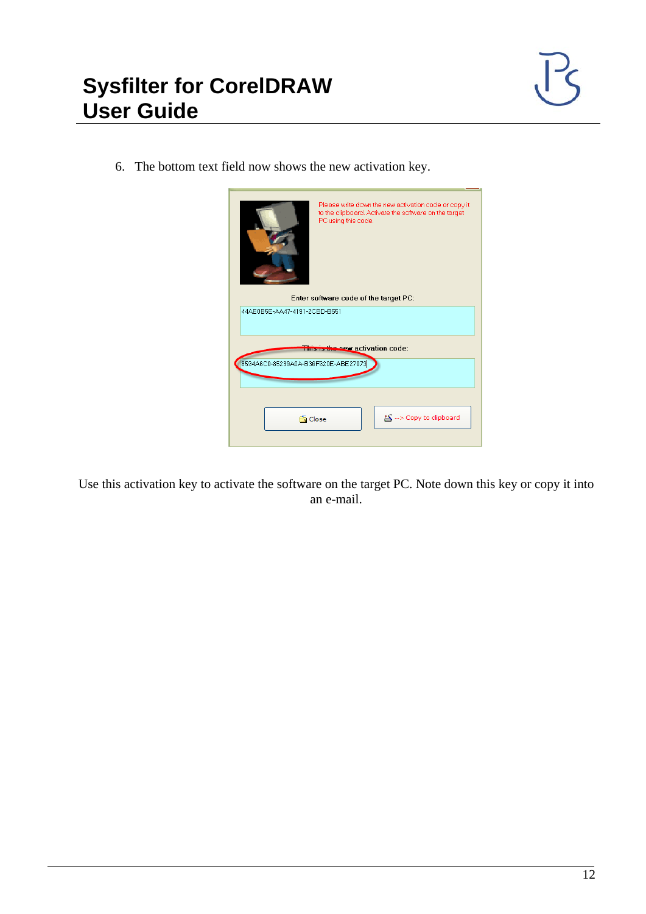6. The bottom text field now shows the new activation key.

Use this activation key to activate the software on the target PC. Note down this key or copy it into an e-mail.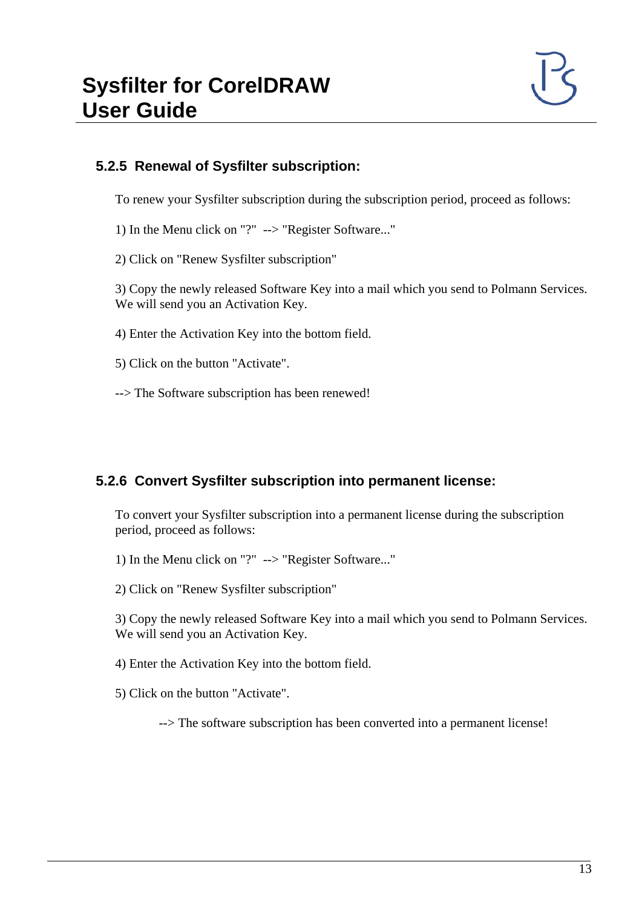### 5.2.5 Renewal of Sysfilter subscription:

To renew your Sysfilter subscription during the subscription period, proceed as follows:

1) In the Menu click on "?"  --> "Register Software..."

2) Click on "Renew Sysfilter subscription"

3) Copy the newly released Software Key into a mail which you send to Polmann Services. We will send you an Activation Key.

4) Enter the Activation Key into the bottom field.

5) Click on the button "Activate".

--> The Software subscription has been renewed!

### 5.2.6 Convert Sysfilter subscription into permanent license:

To convert your Sysfilter subscription into a permanent license during the subscription period, proceed as follows:

1) In the Menu click on "?"  --> "Register Software..."

2) Click on "Renew Sysfilter subscription"

3) Copy the newly released Software Key into a mail which you send to Polmann Services. We will send you an Activation Key.

4) Enter the Activation Key into the bottom field.

5) Click on the button "Activate".

--> The software subscription has been converted into a permanent license!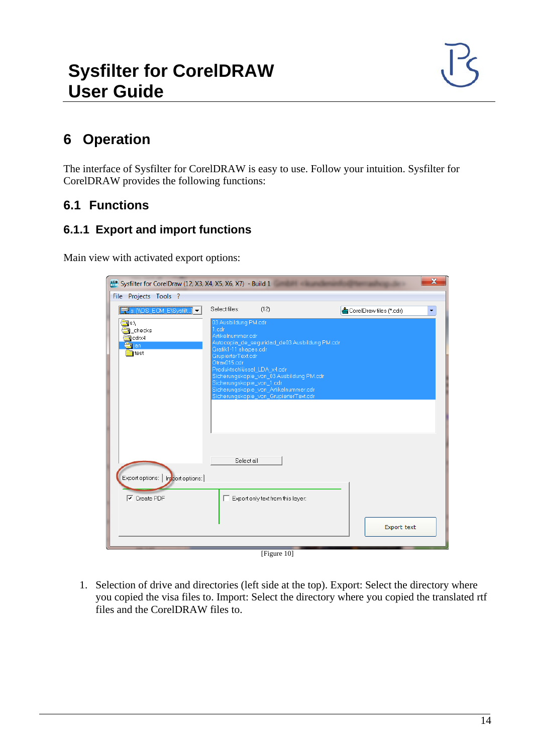# 6 Operation

The interface of Sysfilter for CorelDRAW is easy to use. Follow your intuition. Sysfilter for CorelDRAW provides the following functions:

## 6.1 Functions

### 6.1.1 Export and import functions

Main view with activated export options:

[Figure 10]

1. Selection of drive and directories (left side at the top). Export: Select the directory where you copied the visa files to. Import: Select the directory where you copied the translated rtf files and the CorelDRAW files to.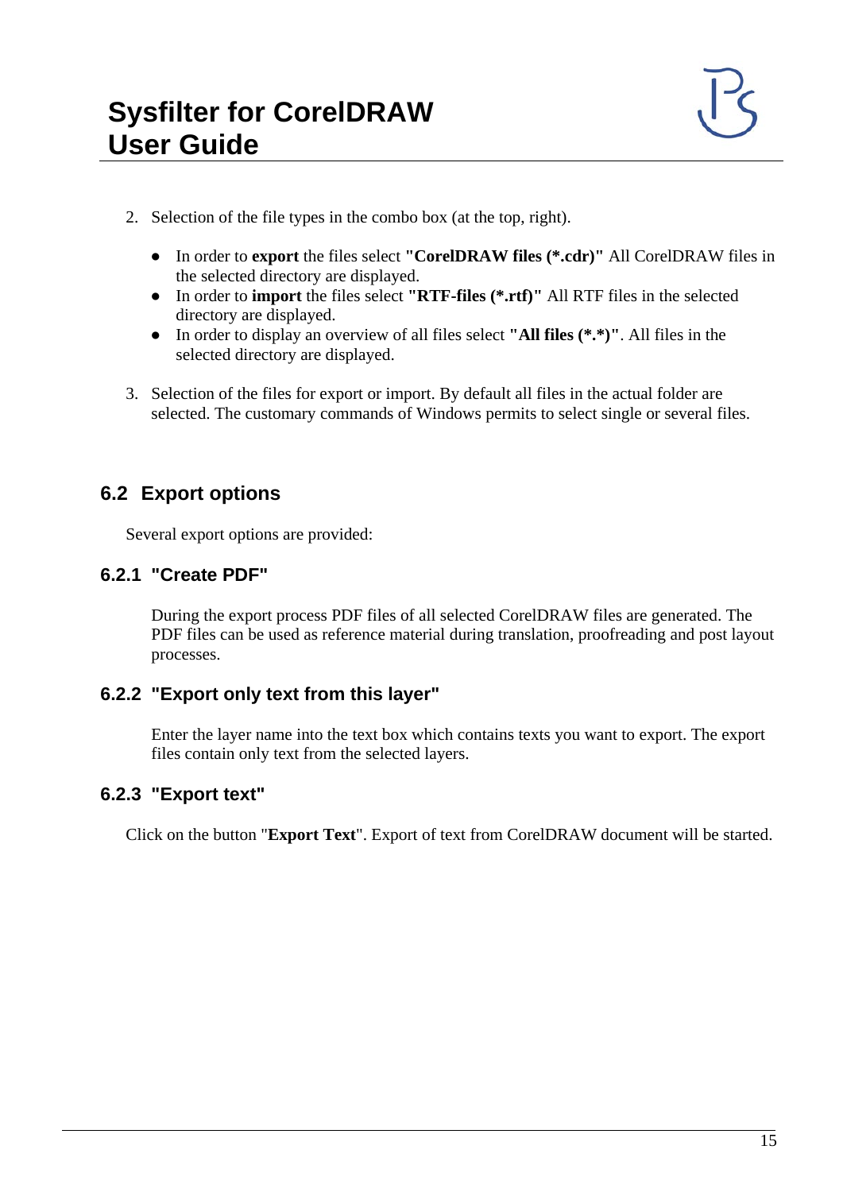2. Selection of the file types in the combo box (at the top, right).

   - In order to **export** the files select **"CorelDRAW files (*.cdr)"** All CorelDRAW files in the selected directory are displayed.
   - In order to **import** the files select **"RTF-files (*.rtf)"** All RTF files in the selected directory are displayed.
   - In order to display an overview of all files select **"All files (*.*)"**. All files in the selected directory are displayed.

3. Selection of the files for export or import. By default all files in the actual folder are selected. The customary commands of Windows permits to select single or several files.

## 6.2 Export options

Several export options are provided:

### 6.2.1 "Create PDF"

During the export process PDF files of all selected CorelDRAW files are generated. The PDF files can be used as reference material during translation, proofreading and post layout processes.

### 6.2.2 "Export only text from this layer"

Enter the layer name into the text box which contains texts you want to export. The export files contain only text from the selected layers.

### 6.2.3 "Export text"

Click on the button "**Export Text**". Export of text from CorelDRAW document will be started.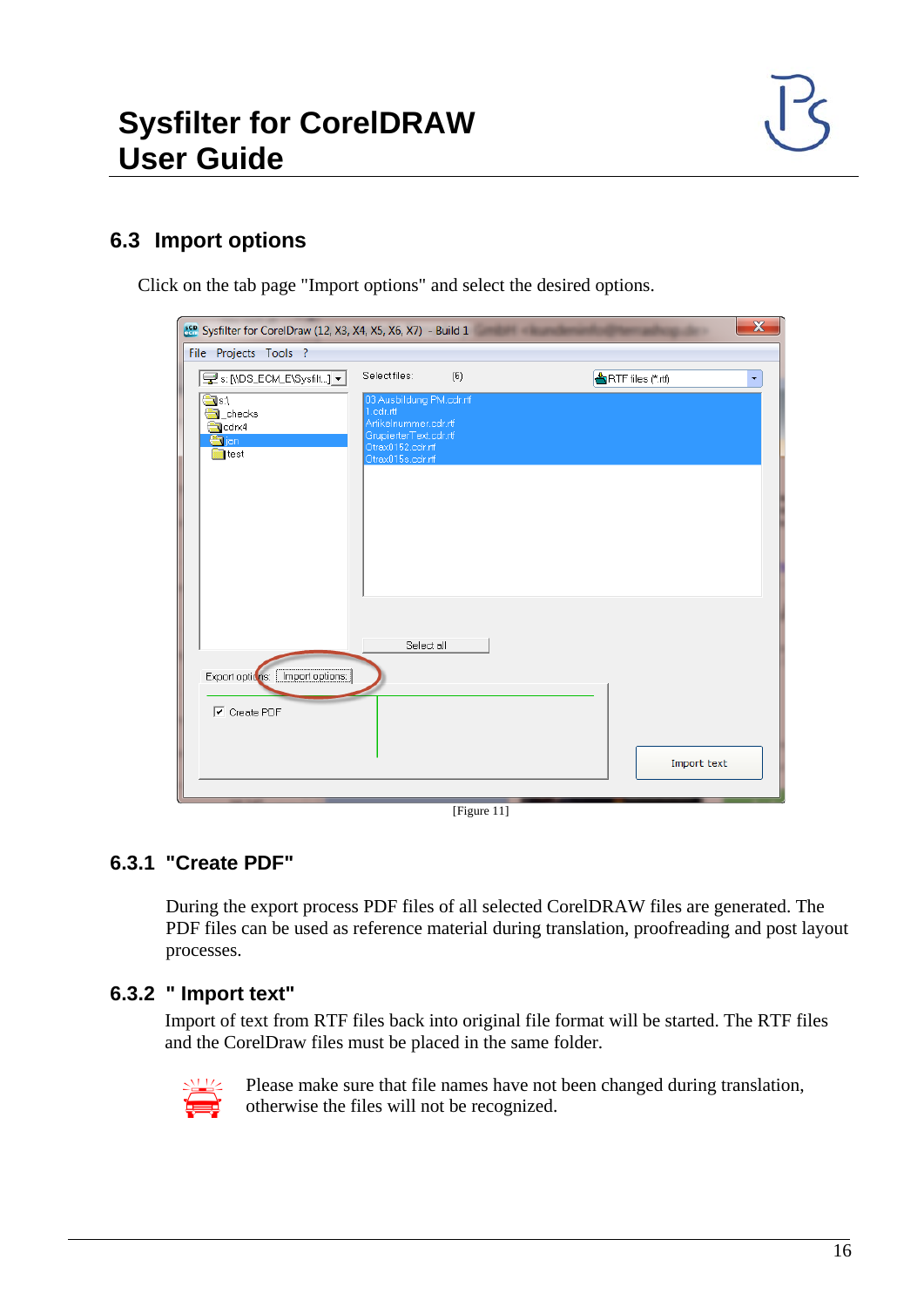## 6.3 Import options

Click on the tab page "Import options" and select the desired options.

[Figure 11]

### 6.3.1 "Create PDF"

During the export process PDF files of all selected CorelDRAW files are generated. The PDF files can be used as reference material during translation, proofreading and post layout processes.

### 6.3.2 " Import text"

Import of text from RTF files back into original file format will be started. The RTF files and the CorelDraw files must be placed in the same folder.

Please make sure that file names have not been changed during translation, otherwise the files will not be recognized.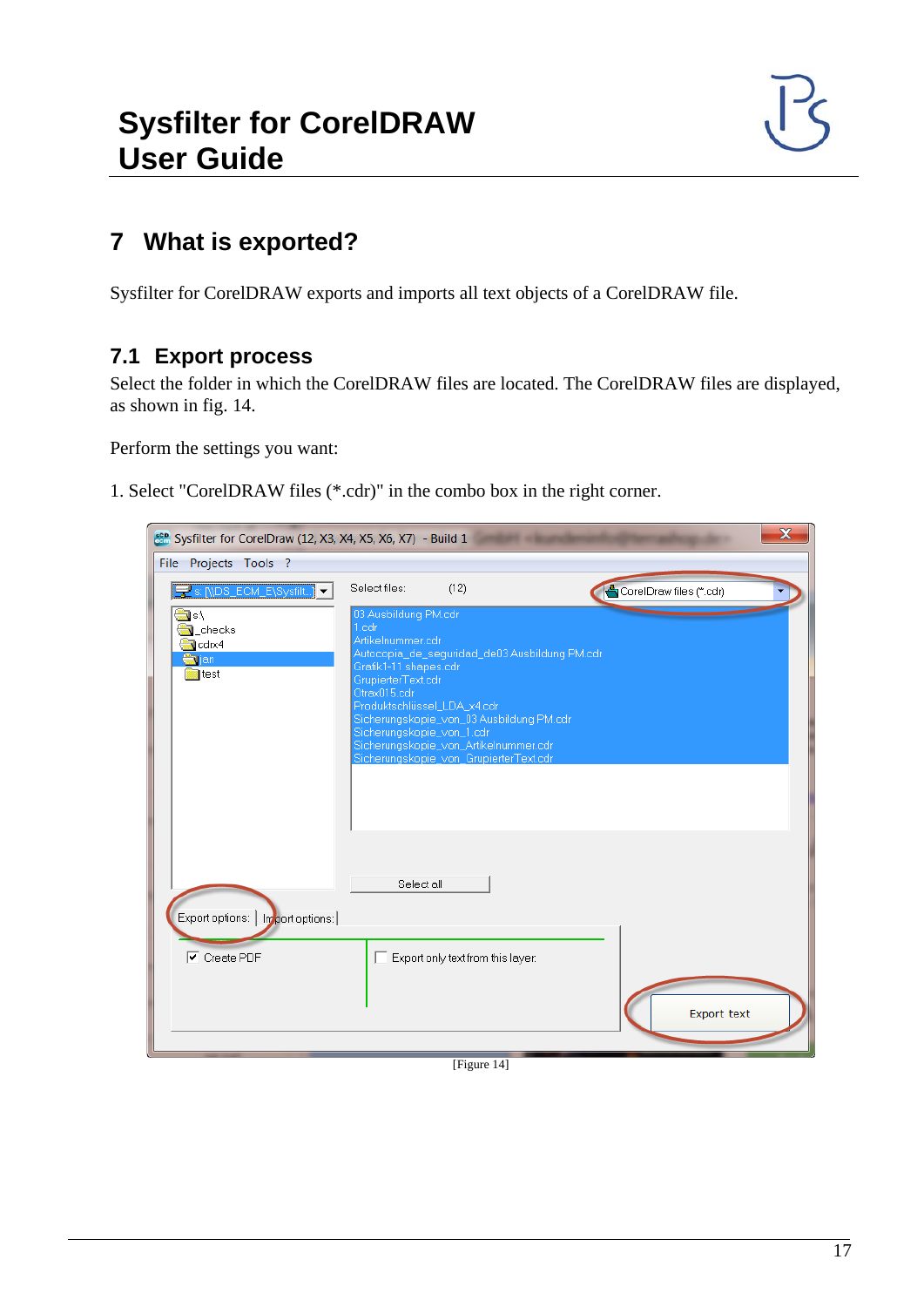## 7 What is exported?

Sysfilter for CorelDRAW exports and imports all text objects of a CorelDRAW file.

### 7.1 Export process

Select the folder in which the CorelDRAW files are located. The CorelDRAW files are displayed, as shown in fig. 14.

Perform the settings you want:

1. Select "CorelDRAW files (*.cdr)" in the combo box in the right corner.

[Figure 14]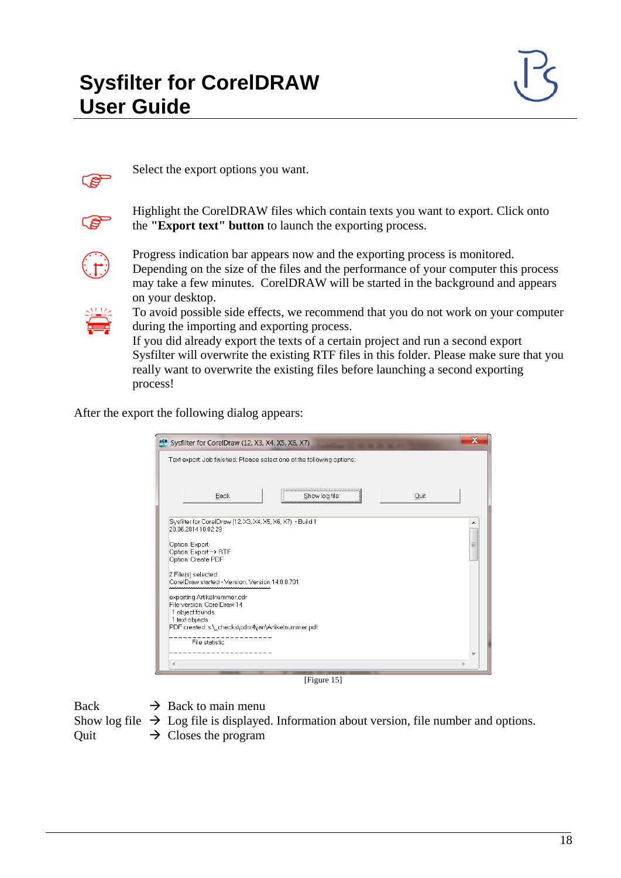Select the export options you want.

Highlight the CorelDRAW files which contain texts you want to export. Click onto the **"Export text" button** to launch the exporting process.

Progress indication bar appears now and the exporting process is monitored. Depending on the size of the files and the performance of your computer this process may take a few minutes. CorelDRAW will be started in the background and appears on your desktop.

To avoid possible side effects, we recommend that you do not work on your computer during the importing and exporting process.
If you did already export the texts of a certain project and run a second export Sysfilter will overwrite the existing RTF files in this folder. Please make sure that you really want to overwrite the existing files before launching a second exporting process!

After the export the following dialog appears:

[Figure 15]

Back → Back to main menu
Show log file → Log file is displayed. Information about version, file number and options.
Quit → Closes the program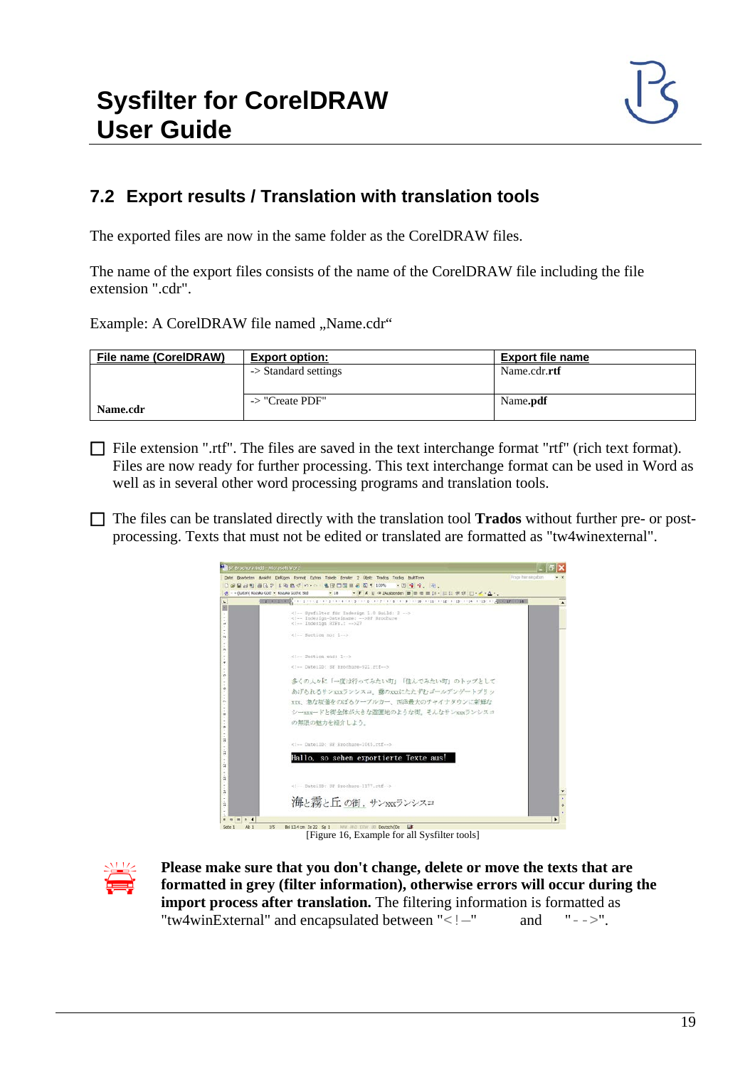## 7.2 Export results / Translation with translation tools

The exported files are now in the same folder as the CorelDRAW files.

The name of the export files consists of the name of the CorelDRAW file including the file extension ".cdr".

Example: A CorelDRAW file named „Name.cdr“

| File name (CorelDRAW) | Export option: | Export file name |
|---|---|---|
| **Name.cdr** | -> Standard settings | Name.cdr.**rtf** |
| | -> "Create PDF" | Name.**pdf** |

- ☐ File extension ".rtf". The files are saved in the text interchange format "rtf" (rich text format). Files are now ready for further processing. This text interchange format can be used in Word as well as in several other word processing programs and translation tools.

- ☐ The files can be translated directly with the translation tool **Trados** without further pre- or post-processing. Texts that must not be edited or translated are formatted as "tw4winexternal".

[Figure 16, Example for all Sysfilter tools]

**Please make sure that you don't change, delete or move the texts that are formatted in grey (filter information), otherwise errors will occur during the import process after translation.** The filtering information is formatted as "tw4winExternal" and encapsulated between "<!—" and "-->".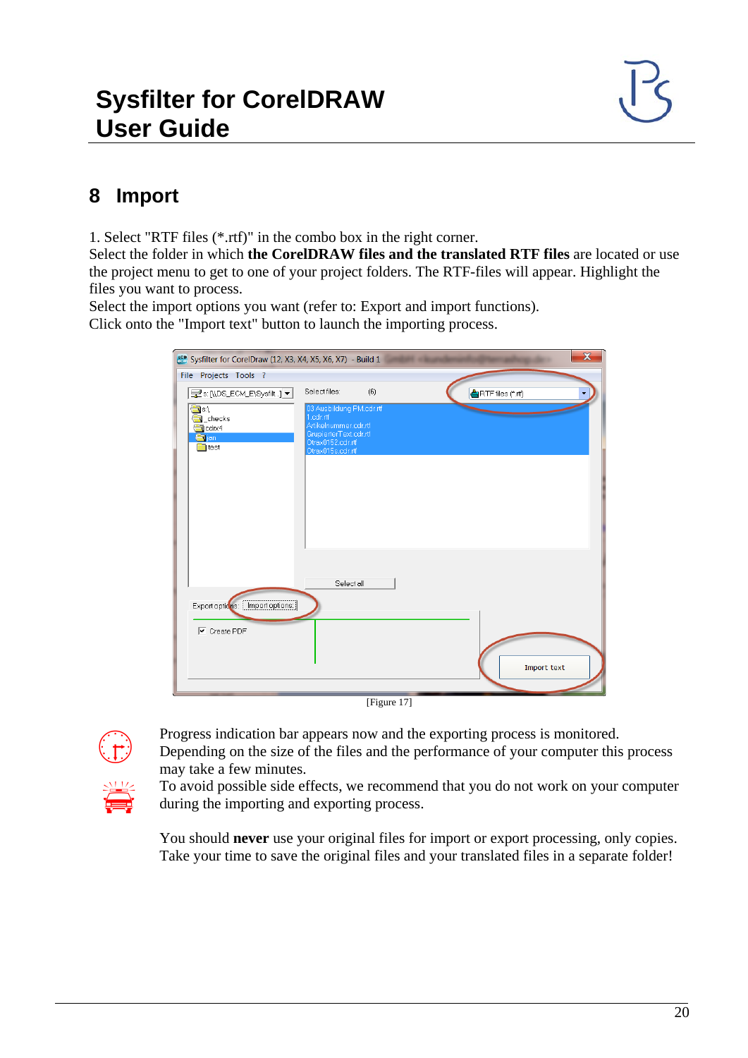## 8 Import

1. Select "RTF files (*.rtf)" in the combo box in the right corner.
Select the folder in which **the CorelDRAW files and the translated RTF files** are located or use the project menu to get to one of your project folders. The RTF-files will appear. Highlight the files you want to process.
Select the import options you want (refer to: Export and import functions).
Click onto the "Import text" button to launch the importing process.

[Figure 17]

Progress indication bar appears now and the exporting process is monitored. Depending on the size of the files and the performance of your computer this process may take a few minutes.
To avoid possible side effects, we recommend that you do not work on your computer during the importing and exporting process.

You should **never** use your original files for import or export processing, only copies. Take your time to save the original files and your translated files in a separate folder!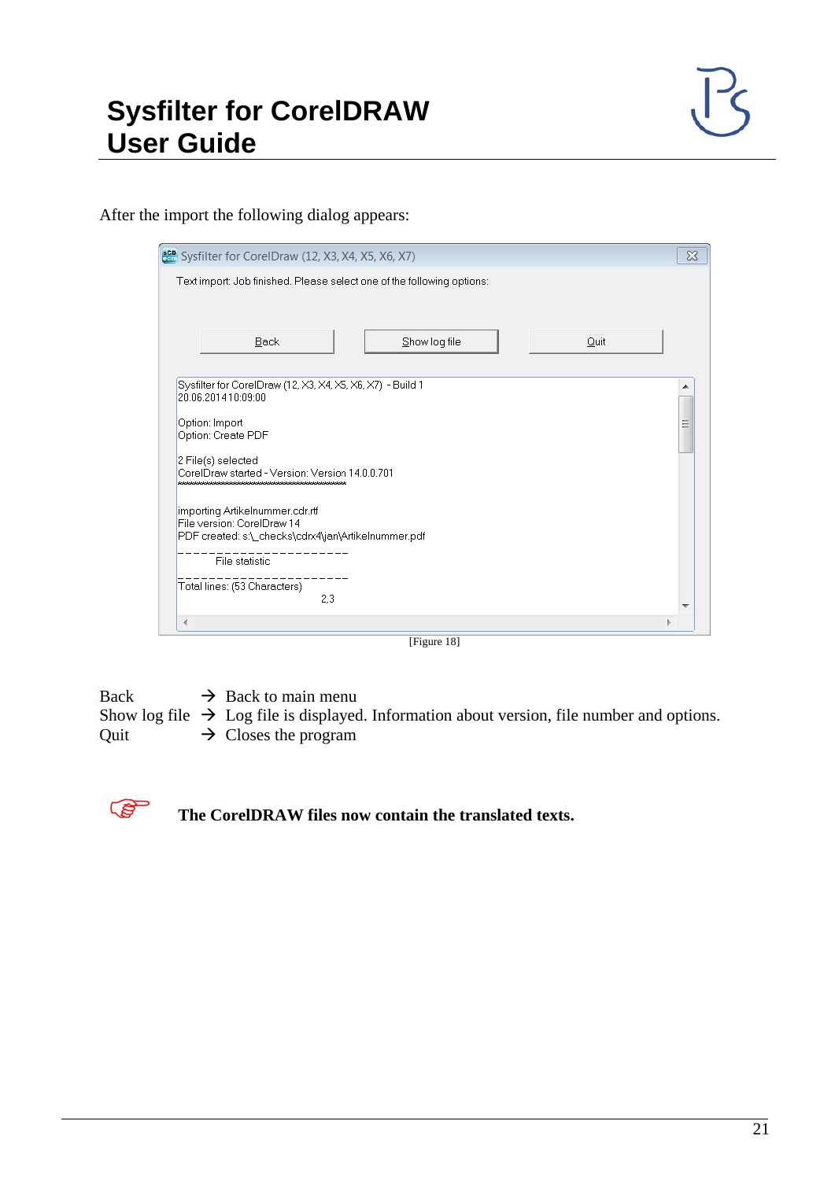After the import the following dialog appears:

[Figure 18]

Back → Back to main menu
Show log file → Log file is displayed. Information about version, file number and options.
Quit → Closes the program

☞ **The CorelDRAW files now contain the translated texts.**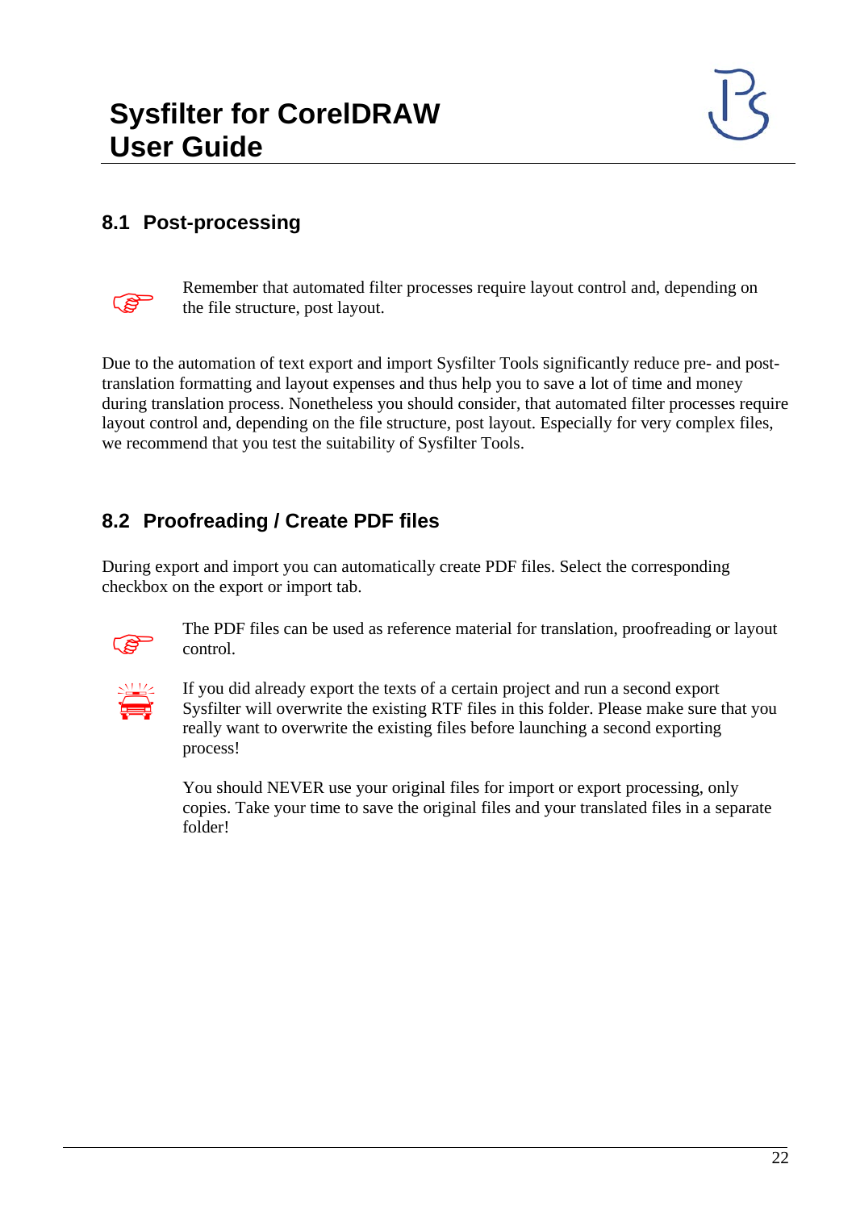## 8.1 Post-processing

☞ Remember that automated filter processes require layout control and, depending on the file structure, post layout.

Due to the automation of text export and import Sysfilter Tools significantly reduce pre- and post-translation formatting and layout expenses and thus help you to save a lot of time and money during translation process. Nonetheless you should consider, that automated filter processes require layout control and, depending on the file structure, post layout. Especially for very complex files, we recommend that you test the suitability of Sysfilter Tools.

## 8.2 Proofreading / Create PDF files

During export and import you can automatically create PDF files. Select the corresponding checkbox on the export or import tab.

☞ The PDF files can be used as reference material for translation, proofreading or layout control.

If you did already export the texts of a certain project and run a second export Sysfilter will overwrite the existing RTF files in this folder. Please make sure that you really want to overwrite the existing files before launching a second exporting process!

You should NEVER use your original files for import or export processing, only copies. Take your time to save the original files and your translated files in a separate folder!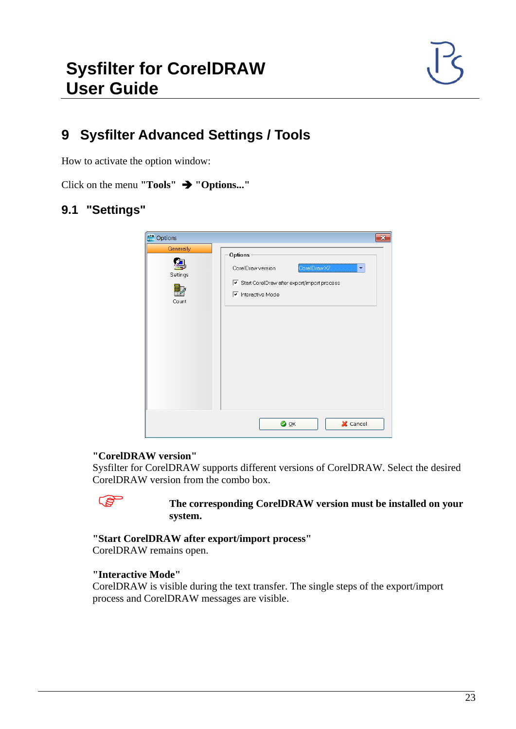## 9 Sysfilter Advanced Settings / Tools

How to activate the option window:

Click on the menu **"Tools"** ➔ **"Options..."**

### 9.1 "Settings"

**"CorelDRAW version"**
Sysfilter for CorelDRAW supports different versions of CorelDRAW. Select the desired CorelDRAW version from the combo box.

☞ **The corresponding CorelDRAW version must be installed on your system.**

**"Start CorelDRAW after export/import process"**
CorelDRAW remains open.

**"Interactive Mode"**
CorelDRAW is visible during the text transfer. The single steps of the export/import process and CorelDRAW messages are visible.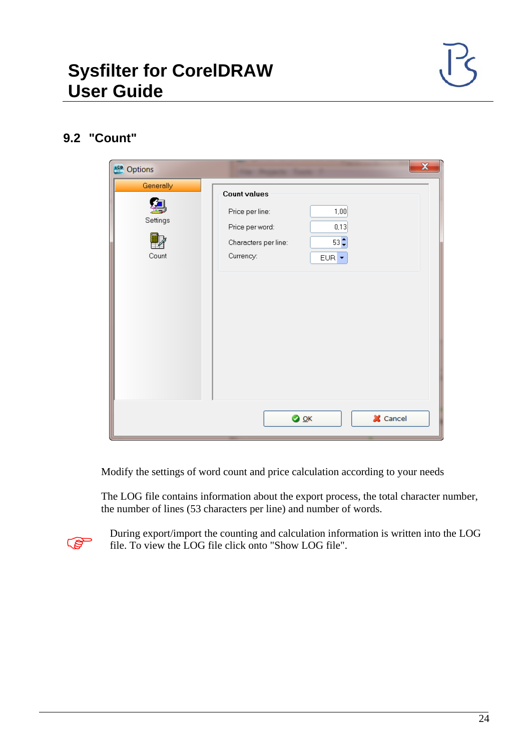## 9.2 "Count"

Modify the settings of word count and price calculation according to your needs

The LOG file contains information about the export process, the total character number, the number of lines (53 characters per line) and number of words.

☞ During export/import the counting and calculation information is written into the LOG file. To view the LOG file click onto "Show LOG file".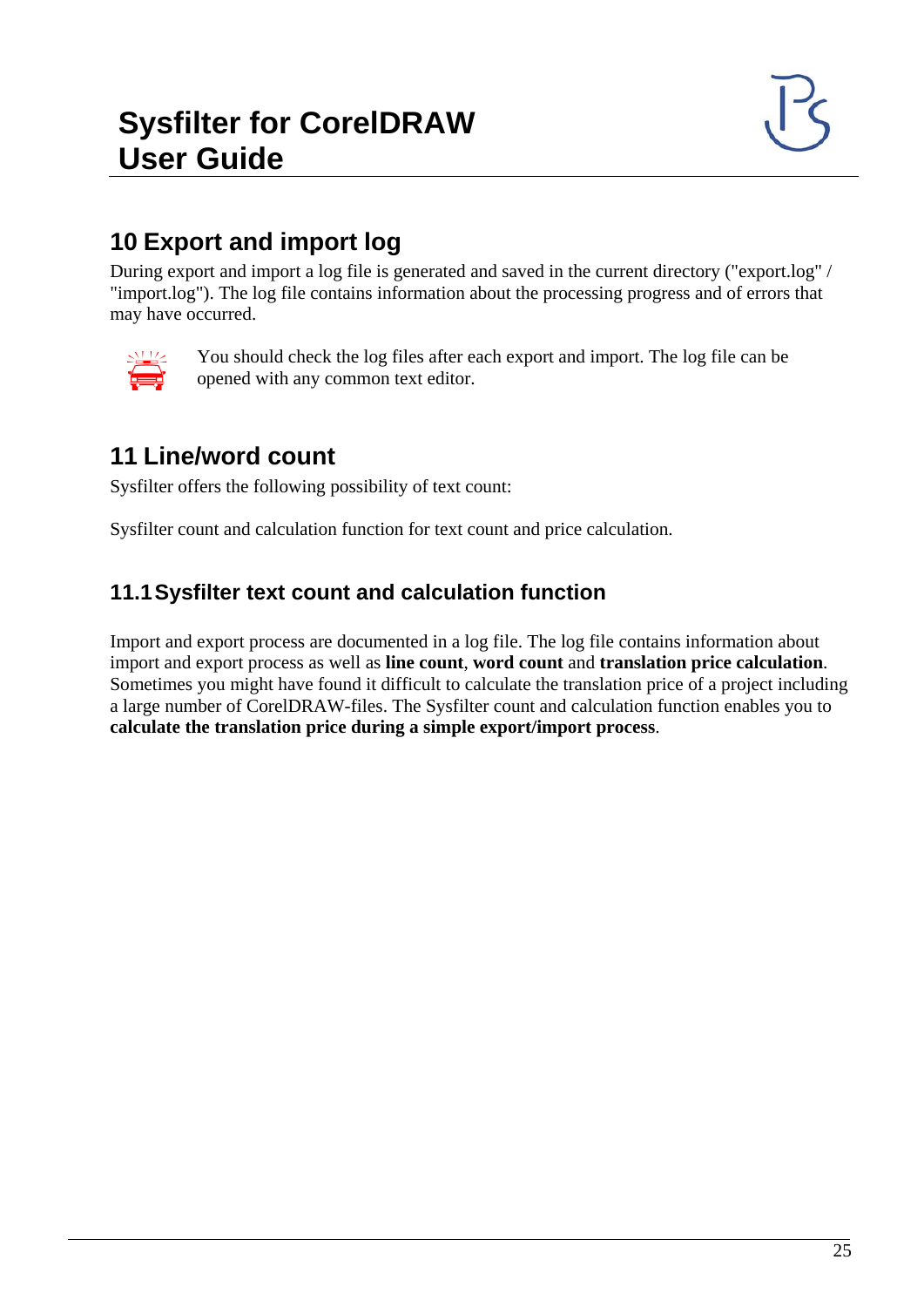## 10 Export and import log

During export and import a log file is generated and saved in the current directory ("export.log" / "import.log"). The log file contains information about the processing progress and of errors that may have occurred.

You should check the log files after each export and import. The log file can be opened with any common text editor.

## 11 Line/word count

Sysfilter offers the following possibility of text count:

Sysfilter count and calculation function for text count and price calculation.

### 11.1 Sysfilter text count and calculation function

Import and export process are documented in a log file. The log file contains information about import and export process as well as **line count**, **word count** and **translation price calculation**. Sometimes you might have found it difficult to calculate the translation price of a project including a large number of CorelDRAW-files. The Sysfilter count and calculation function enables you to **calculate the translation price during a simple export/import process**.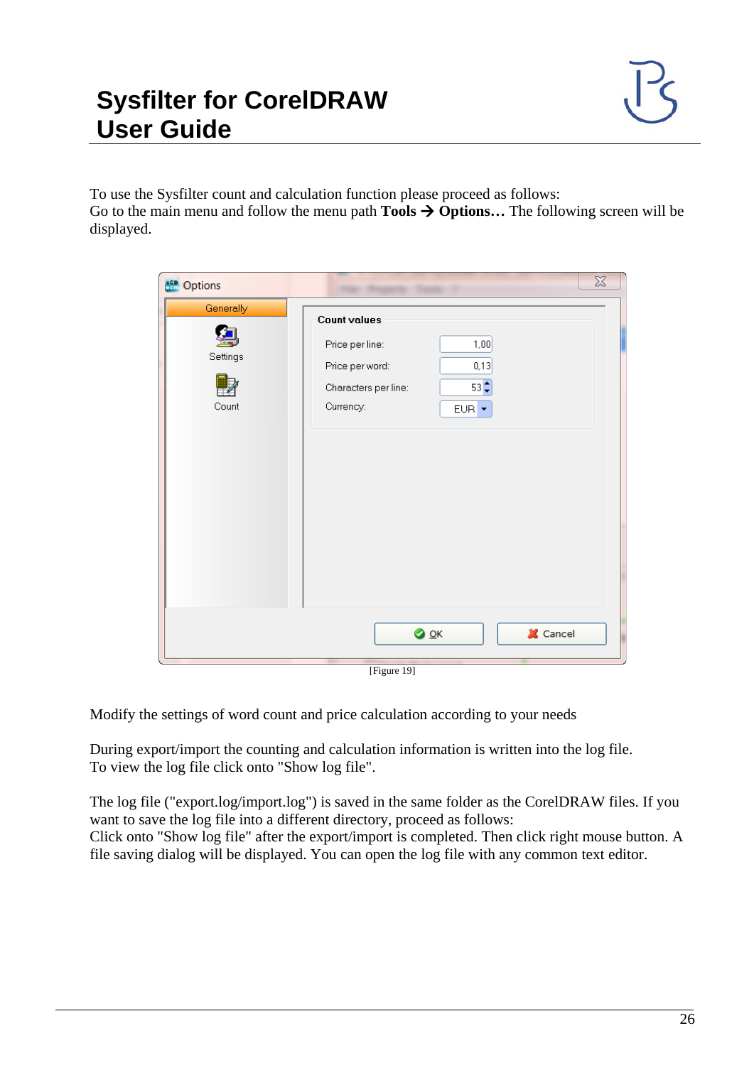To use the Sysfilter count and calculation function please proceed as follows:
Go to the main menu and follow the menu path **Tools → Options…** The following screen will be displayed.

[Figure 19]

Modify the settings of word count and price calculation according to your needs

During export/import the counting and calculation information is written into the log file.
To view the log file click onto "Show log file".

The log file ("export.log/import.log") is saved in the same folder as the CorelDRAW files. If you want to save the log file into a different directory, proceed as follows:
Click onto "Show log file" after the export/import is completed. Then click right mouse button. A file saving dialog will be displayed. You can open the log file with any common text editor.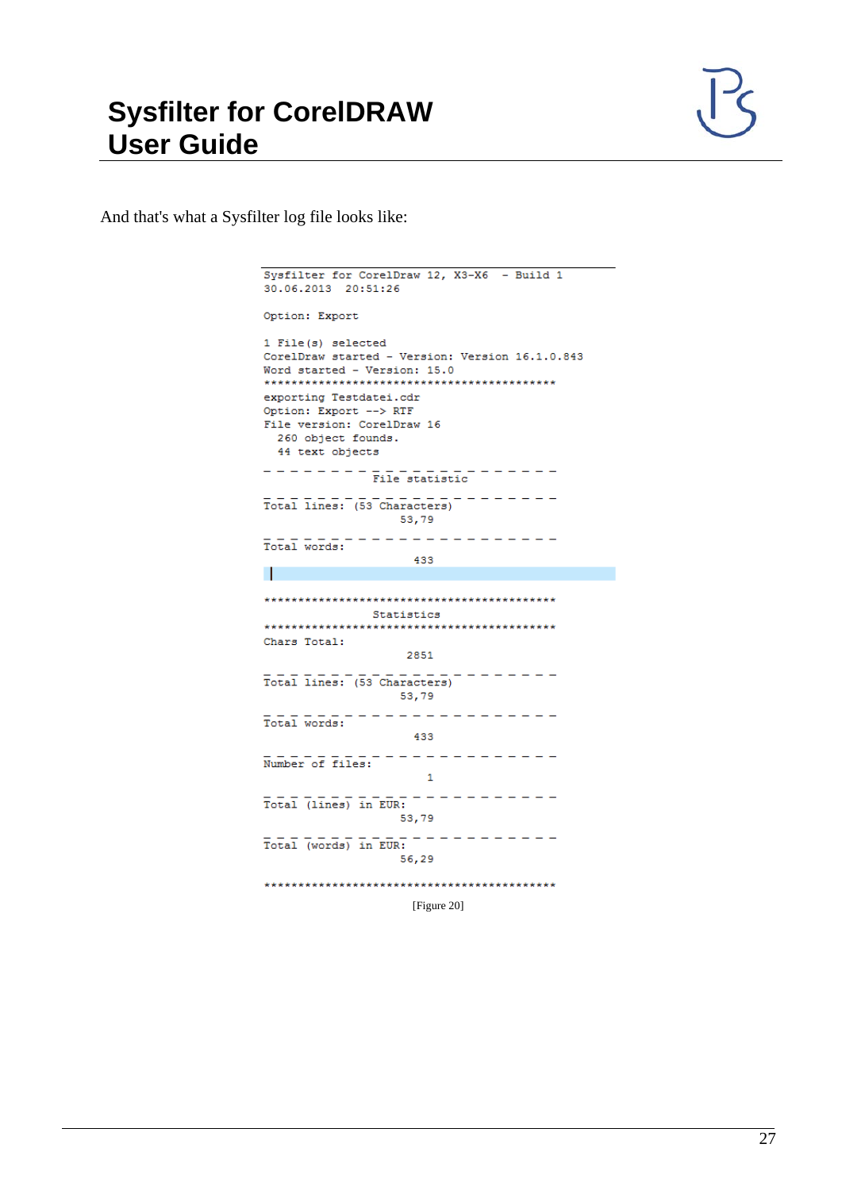And that's what a Sysfilter log file looks like:

```
Sysfilter for CorelDraw 12, X3-X6  - Build 1
30.06.2013  20:51:26

Option: Export

1 File(s) selected
CorelDraw started - Version: Version 16.1.0.843
Word started - Version: 15.0
********************************************
exporting Testdatei.cdr
Option: Export --> RTF
File version: CorelDraw 16
  260 object founds.
  44 text objects

- - - - - - - - - - - - - - - - - - - - - -
                File statistic
- - - - - - - - - - - - - - - - - - - - - -
Total lines: (53 Characters)
                    53,79
- - - - - - - - - - - - - - - - - - - - - -
Total words:
                      433


********************************************
                Statistics
********************************************
Chars Total:
                     2851
- - - - - - - - - - - - - - - - - - - - - -
Total lines: (53 Characters)
                    53,79
- - - - - - - - - - - - - - - - - - - - - -
Total words:
                      433
- - - - - - - - - - - - - - - - - - - - - -
Number of files:
                        1
- - - - - - - - - - - - - - - - - - - - - -
Total (lines) in EUR:
                    53,79
- - - - - - - - - - - - - - - - - - - - - -
Total (words) in EUR:
                    56,29

********************************************
```

[Figure 20]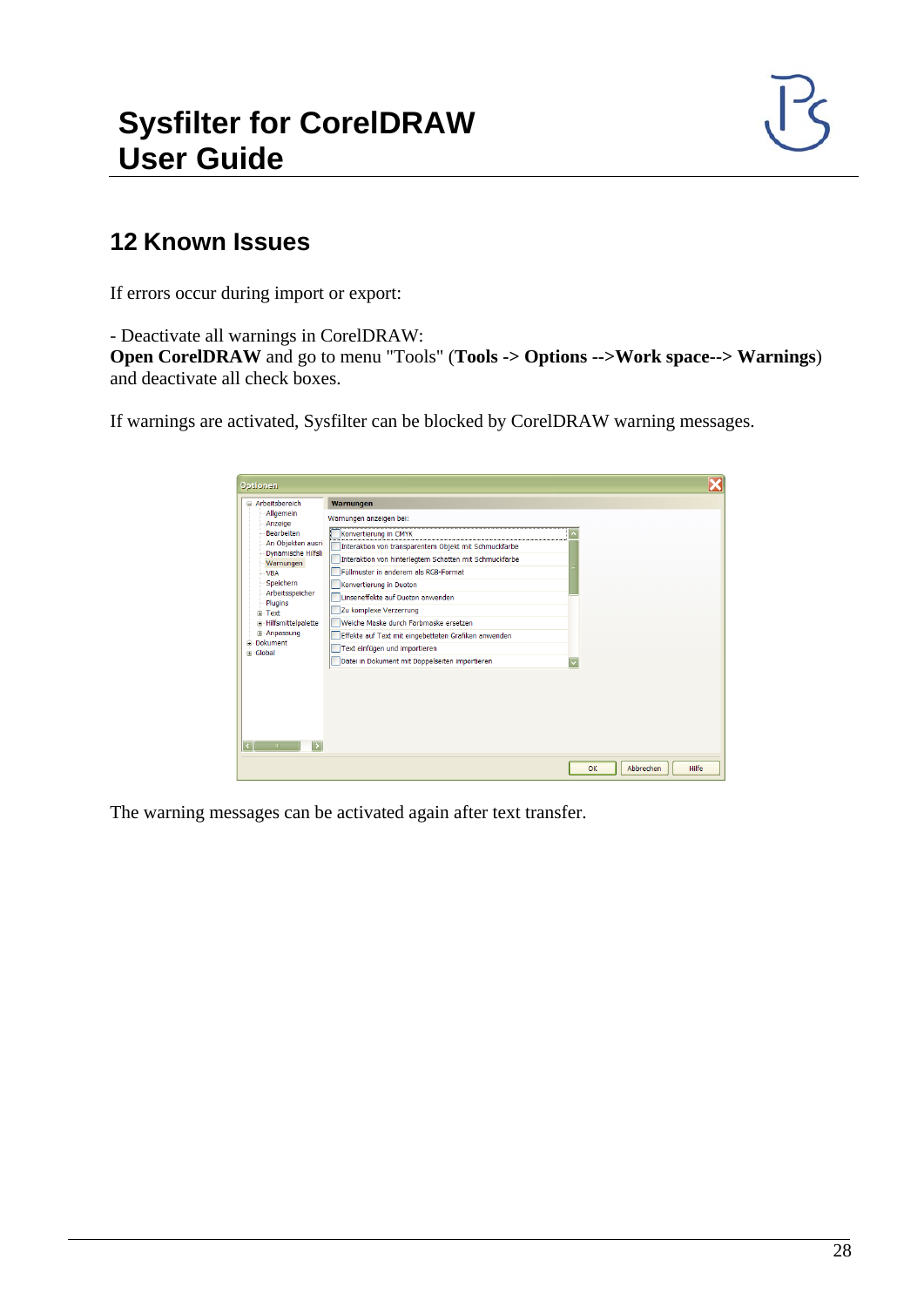## 12 Known Issues

If errors occur during import or export:

- Deactivate all warnings in CorelDRAW:
**Open CorelDRAW** and go to menu "Tools" (**Tools -> Options -->Work space--> Warnings**) and deactivate all check boxes.

If warnings are activated, Sysfilter can be blocked by CorelDRAW warning messages.

The warning messages can be activated again after text transfer.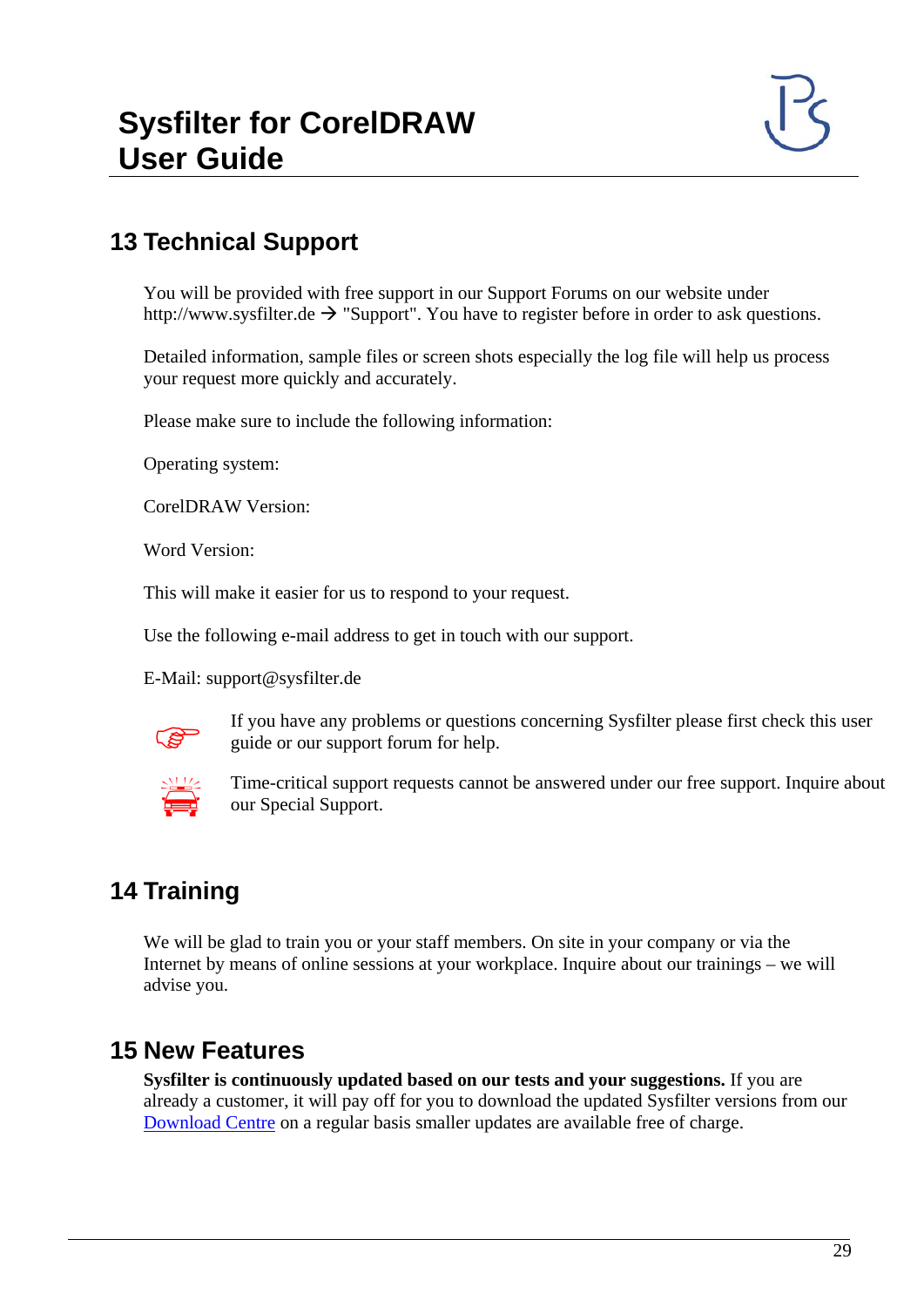## 13 Technical Support

You will be provided with free support in our Support Forums on our website under http://www.sysfilter.de → "Support". You have to register before in order to ask questions.

Detailed information, sample files or screen shots especially the log file will help us process your request more quickly and accurately.

Please make sure to include the following information:

Operating system:

CorelDRAW Version:

Word Version:

This will make it easier for us to respond to your request.

Use the following e-mail address to get in touch with our support.

E-Mail: support@sysfilter.de

☞ If you have any problems or questions concerning Sysfilter please first check this user guide or our support forum for help.

Time-critical support requests cannot be answered under our free support. Inquire about our Special Support.

## 14 Training

We will be glad to train you or your staff members. On site in your company or via the Internet by means of online sessions at your workplace. Inquire about our trainings – we will advise you.

## 15 New Features

**Sysfilter is continuously updated based on our tests and your suggestions.** If you are already a customer, it will pay off for you to download the updated Sysfilter versions from our Download Centre on a regular basis smaller updates are available free of charge.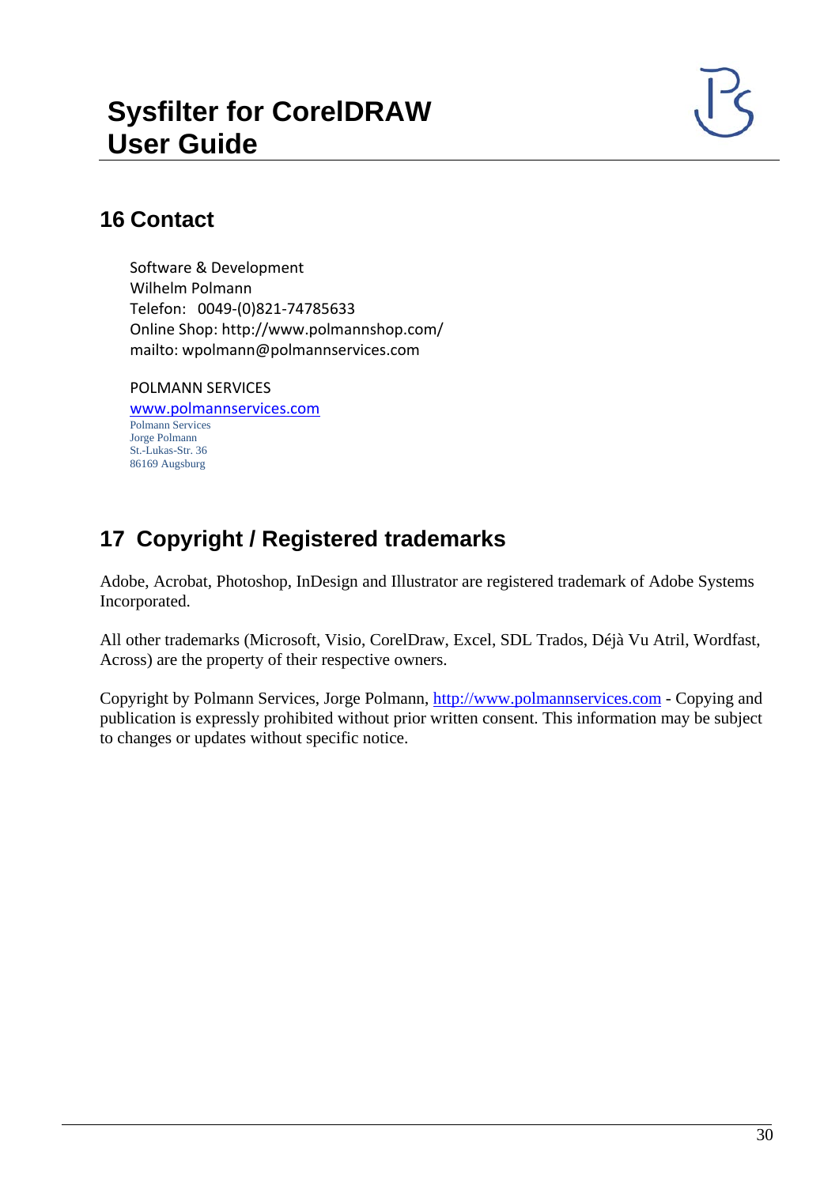## 16 Contact

Software & Development
Wilhelm Polmann
Telefon: 0049-(0)821-74785633
Online Shop: http://www.polmannshop.com/
mailto: wpolmann@polmannservices.com

POLMANN SERVICES
www.polmannservices.com
Polmann Services
Jorge Polmann
St.-Lukas-Str. 36
86169 Augsburg

## 17 Copyright / Registered trademarks

Adobe, Acrobat, Photoshop, InDesign and Illustrator are registered trademark of Adobe Systems Incorporated.

All other trademarks (Microsoft, Visio, CorelDraw, Excel, SDL Trados, Déjà Vu Atril, Wordfast, Across) are the property of their respective owners.

Copyright by Polmann Services, Jorge Polmann, http://www.polmannservices.com - Copying and publication is expressly prohibited without prior written consent. This information may be subject to changes or updates without specific notice.